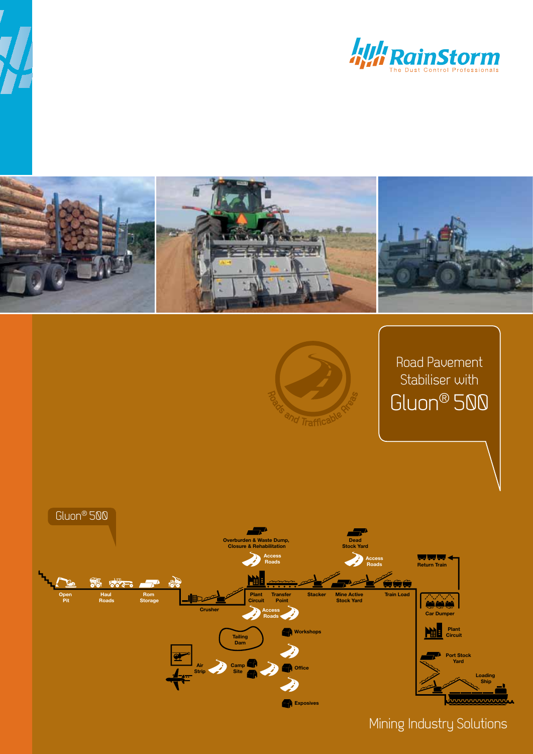RainStorm
The Dust Control Professionals

Roads and Trafficable Areas

# Road Pavement Stabiliser with Gluon® 500

Gluon® 500

Overburden & Waste Dump, Closure & Rehabilitation

Access Roads

Dead Stock Yard

Access Roads

Return Train

Open Pit

Haul Roads

Rom Storage

Crusher

Plant Circuit

Transfer Point

Stacker

Mine Active Stock Yard

Train Load

Access Roads

Car Dumper

Tailing Dam

Workshops

Plant Circuit

Air Strip

Camp Site

Office

Port Stock Yard

Loading Ship

Exposives

Mining Industry Solutions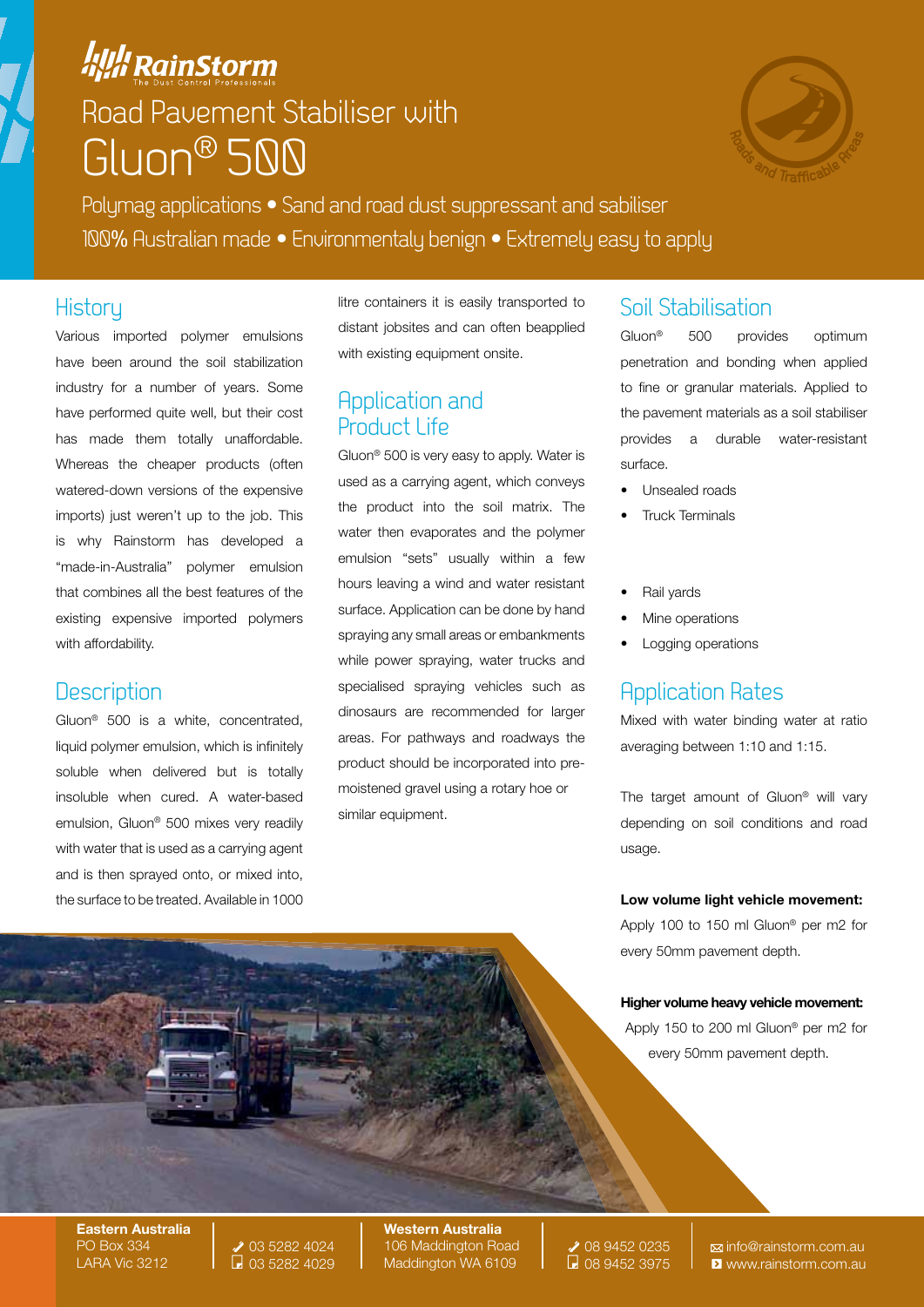# Road Pavement Stabiliser with Gluon® 500

Polymag applications • Sand and road dust suppressant and sabiliser
100% Australian made • Environmentaly benign • Extremely easy to apply

## History

Various imported polymer emulsions have been around the soil stabilization industry for a number of years. Some have performed quite well, but their cost has made them totally unaffordable. Whereas the cheaper products (often watered-down versions of the expensive imports) just weren't up to the job. This is why Rainstorm has developed a "made-in-Australia" polymer emulsion that combines all the best features of the existing expensive imported polymers with affordability.

## Description

Gluon® 500 is a white, concentrated, liquid polymer emulsion, which is infinitely soluble when delivered but is totally insoluble when cured. A water-based emulsion, Gluon® 500 mixes very readily with water that is used as a carrying agent and is then sprayed onto, or mixed into, the surface to be treated. Available in 1000 litre containers it is easily transported to distant jobsites and can often beapplied with existing equipment onsite.

## Application and Product Life

Gluon® 500 is very easy to apply. Water is used as a carrying agent, which conveys the product into the soil matrix. The water then evaporates and the polymer emulsion "sets" usually within a few hours leaving a wind and water resistant surface. Application can be done by hand spraying any small areas or embankments while power spraying, water trucks and specialised spraying vehicles such as dinosaurs are recommended for larger areas. For pathways and roadways the product should be incorporated into pre-moistened gravel using a rotary hoe or similar equipment.

## Soil Stabilisation

Gluon® 500 provides optimum penetration and bonding when applied to fine or granular materials. Applied to the pavement materials as a soil stabiliser provides a durable water-resistant surface.

- Unsealed roads
- Truck Terminals
- Rail yards
- Mine operations
- Logging operations

## Application Rates

Mixed with water binding water at ratio averaging between 1:10 and 1:15.

The target amount of Gluon® will vary depending on soil conditions and road usage.

**Low volume light vehicle movement:**
Apply 100 to 150 ml Gluon® per m2 for every 50mm pavement depth.

**Higher volume heavy vehicle movement:**
Apply 150 to 200 ml Gluon® per m2 for every 50mm pavement depth.

**Eastern Australia**
PO Box 334
LARA Vic 3212
03 5282 4024
03 5282 4029

**Western Australia**
106 Maddington Road
Maddington WA 6109
08 9452 0235
08 9452 3975

info@rainstorm.com.au
www.rainstorm.com.au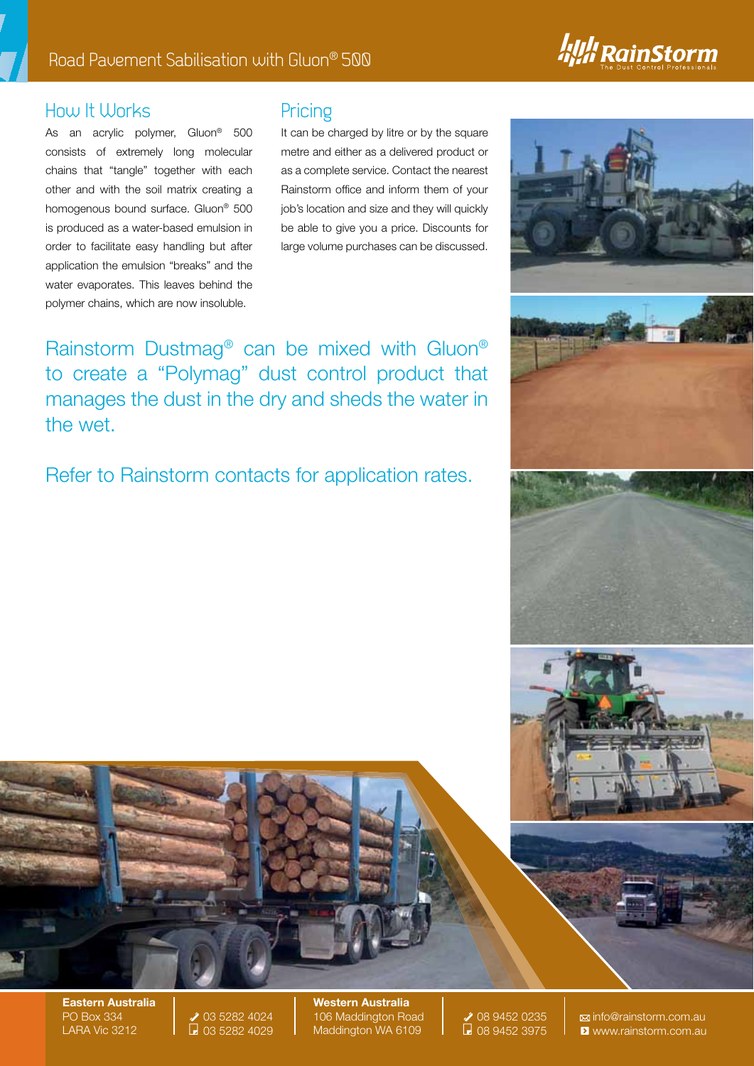## How It Works

As an acrylic polymer, Gluon® 500 consists of extremely long molecular chains that "tangle" together with each other and with the soil matrix creating a homogenous bound surface. Gluon® 500 is produced as a water-based emulsion in order to facilitate easy handling but after application the emulsion "breaks" and the water evaporates. This leaves behind the polymer chains, which are now insoluble.

## Pricing

It can be charged by litre or by the square metre and either as a delivered product or as a complete service. Contact the nearest Rainstorm office and inform them of your job's location and size and they will quickly be able to give you a price. Discounts for large volume purchases can be discussed.

Rainstorm Dustmag® can be mixed with Gluon® to create a "Polymag" dust control product that manages the dust in the dry and sheds the water in the wet.

Refer to Rainstorm contacts for application rates.

**Eastern Australia**
PO Box 334
LARA Vic 3212

03 5282 4024
03 5282 4029

**Western Australia**
106 Maddington Road
Maddington WA 6109

08 9452 0235
08 9452 3975

info@rainstorm.com.au
www.rainstorm.com.au